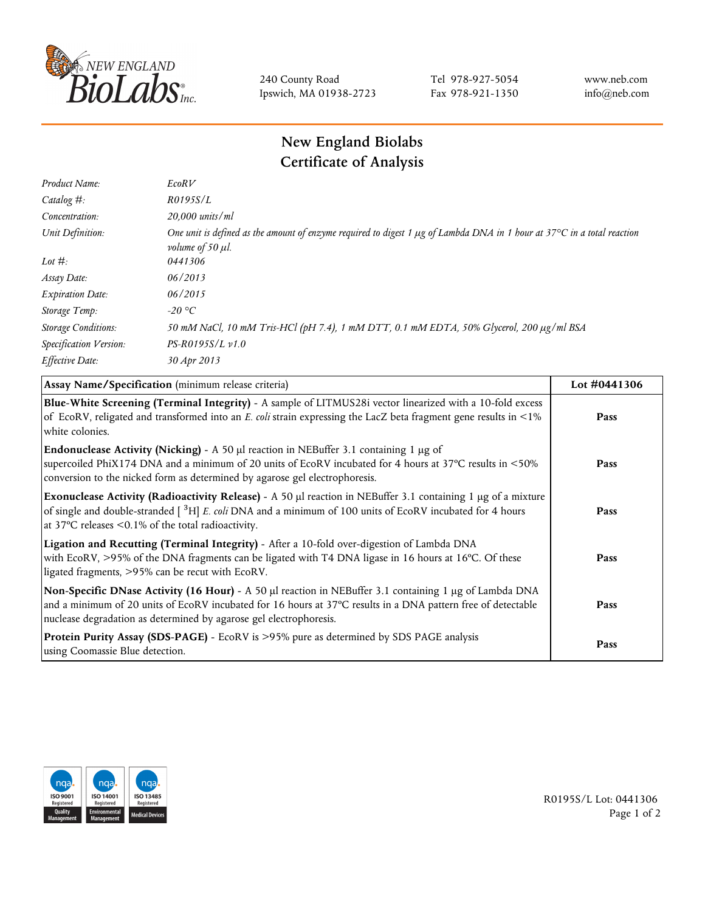240 County Road
Ipswich, MA 01938-2723

Tel 978-927-5054
Fax 978-921-1350

www.neb.com
info@neb.com

# New England Biolabs
# Certificate of Analysis

| | |
|---|---|
| *Product Name:* | *EcoRV* |
| *Catalog #:* | *R0195S/L* |
| *Concentration:* | *20,000 units/ml* |
| *Unit Definition:* | *One unit is defined as the amount of enzyme required to digest 1 µg of Lambda DNA in 1 hour at 37°C in a total reaction volume of 50 µl.* |
| *Lot #:* | *0441306* |
| *Assay Date:* | *06/2013* |
| *Expiration Date:* | *06/2015* |
| *Storage Temp:* | *-20 °C* |
| *Storage Conditions:* | *50 mM NaCl, 10 mM Tris-HCl (pH 7.4), 1 mM DTT, 0.1 mM EDTA, 50% Glycerol, 200 µg/ml BSA* |
| *Specification Version:* | *PS-R0195S/L v1.0* |
| *Effective Date:* | *30 Apr 2013* |

| **Assay Name/Specification** (minimum release criteria) | **Lot #0441306** |
|---|---|
| **Blue-White Screening (Terminal Integrity)** - A sample of LITMUS28i vector linearized with a 10-fold excess of EcoRV, religated and transformed into an *E. coli* strain expressing the LacZ beta fragment gene results in <1% white colonies. | **Pass** |
| **Endonuclease Activity (Nicking)** - A 50 µl reaction in NEBuffer 3.1 containing 1 µg of supercoiled PhiX174 DNA and a minimum of 20 units of EcoRV incubated for 4 hours at 37°C results in <50% conversion to the nicked form as determined by agarose gel electrophoresis. | **Pass** |
| **Exonuclease Activity (Radioactivity Release)** - A 50 µl reaction in NEBuffer 3.1 containing 1 µg of a mixture of single and double-stranded [$^{3}$H] *E. coli* DNA and a minimum of 100 units of EcoRV incubated for 4 hours at 37°C releases <0.1% of the total radioactivity. | **Pass** |
| **Ligation and Recutting (Terminal Integrity)** - After a 10-fold over-digestion of Lambda DNA with EcoRV, >95% of the DNA fragments can be ligated with T4 DNA ligase in 16 hours at 16°C. Of these ligated fragments, >95% can be recut with EcoRV. | **Pass** |
| **Non-Specific DNase Activity (16 Hour)** - A 50 µl reaction in NEBuffer 3.1 containing 1 µg of Lambda DNA and a minimum of 20 units of EcoRV incubated for 16 hours at 37°C results in a DNA pattern free of detectable nuclease degradation as determined by agarose gel electrophoresis. | **Pass** |
| **Protein Purity Assay (SDS-PAGE)** - EcoRV is >95% pure as determined by SDS PAGE analysis using Coomassie Blue detection. | **Pass** |

R0195S/L Lot: 0441306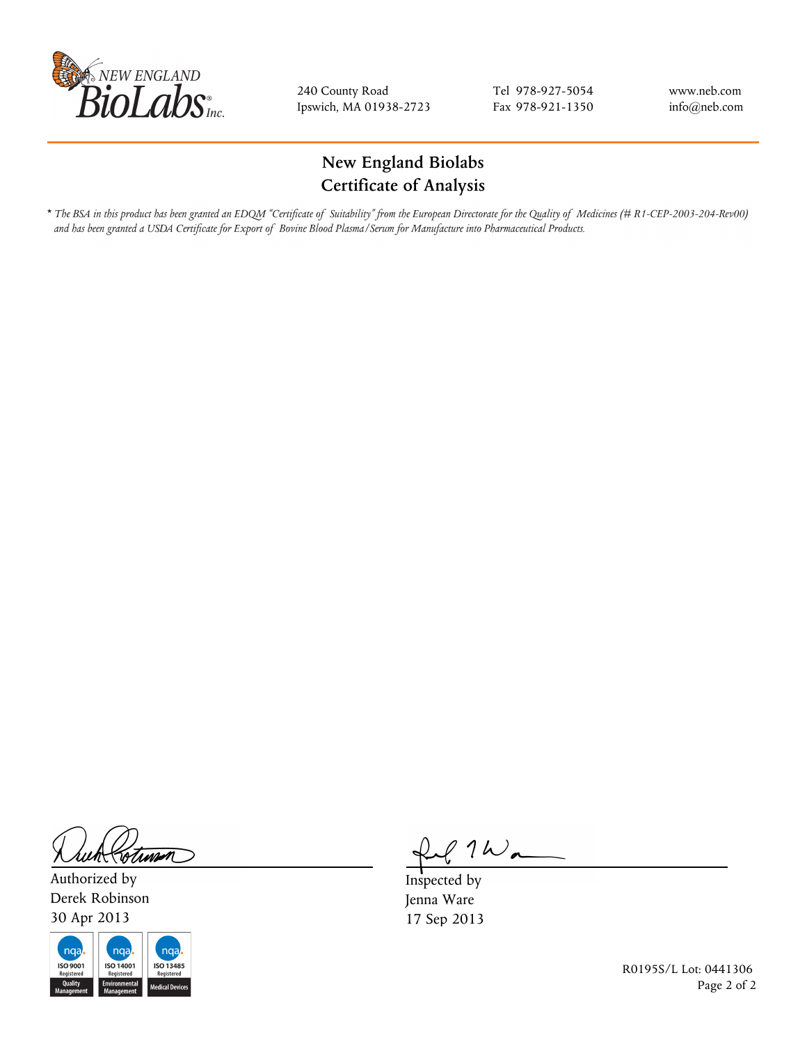NEW ENGLAND BioLabs® Inc.

240 County Road
Ipswich, MA 01938-2723

Tel 978-927-5054
Fax 978-921-1350

www.neb.com
info@neb.com

# New England Biolabs
# Certificate of Analysis

\* *The BSA in this product has been granted an EDQM "Certificate of Suitability" from the European Directorate for the Quality of Medicines (# R1-CEP-2003-204-Rev00) and has been granted a USDA Certificate for Export of Bovine Blood Plasma/Serum for Manufacture into Pharmaceutical Products.*

Authorized by
Derek Robinson
30 Apr 2013

Inspected by
Jenna Ware
17 Sep 2013

nqa ISO 9001 Registered Quality Management | nqa ISO 14001 Registered Environmental Management | nqa ISO 13485 Registered Medical Devices

R0195S/L Lot: 0441306